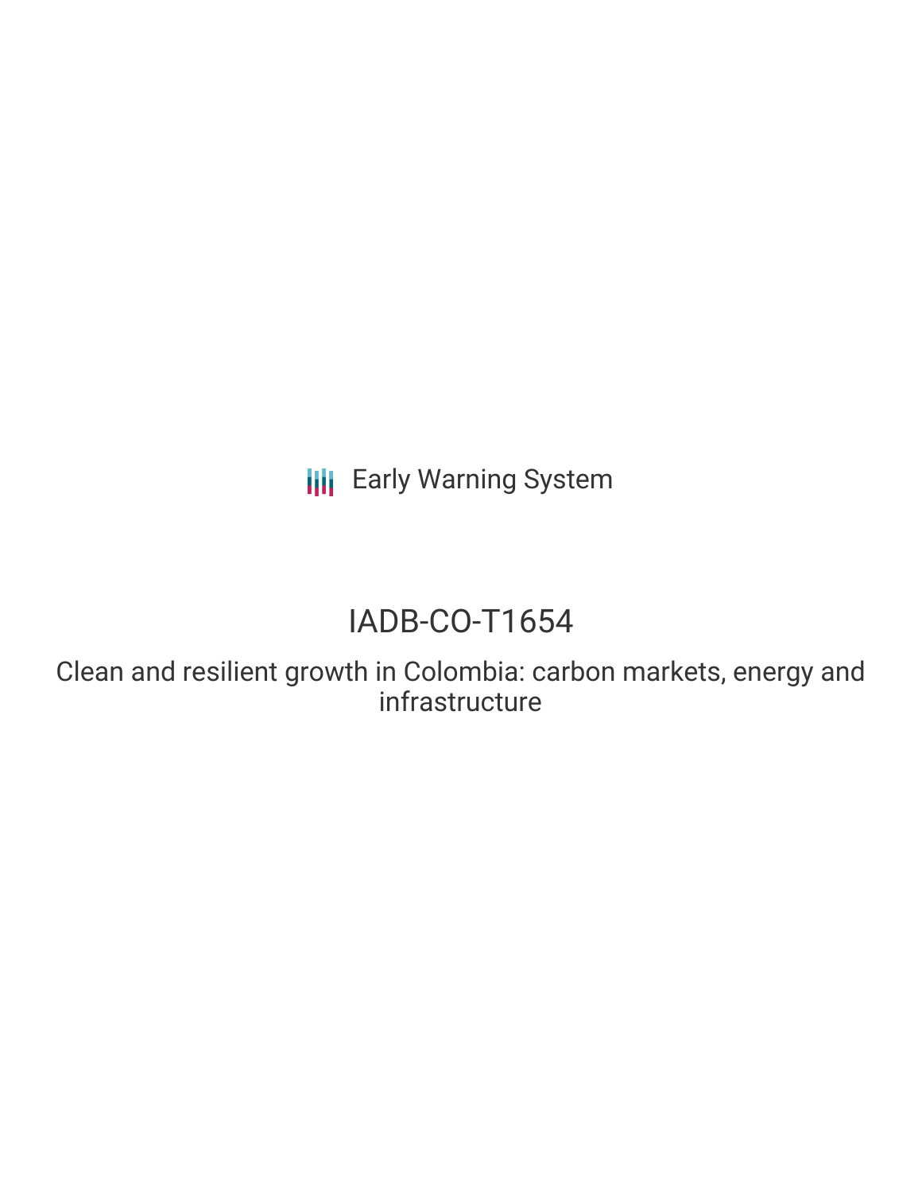Early Warning System

# IADB-CO-T1654

## Clean and resilient growth in Colombia: carbon markets, energy and infrastructure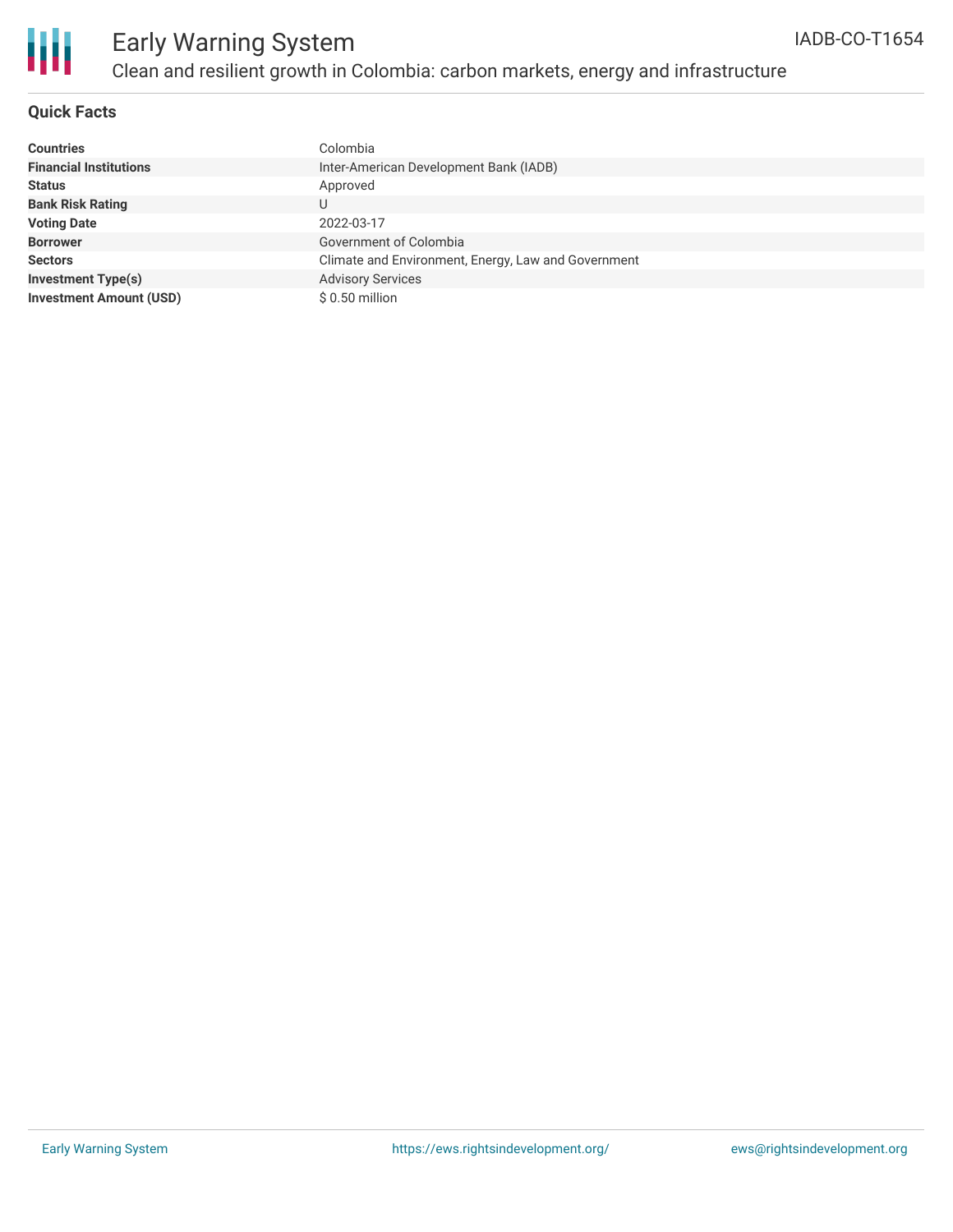# Early Warning System

## Clean and resilient growth in Colombia: carbon markets, energy and infrastructure

IADB-CO-T1654

### Quick Facts

| | |
|---|---|
| **Countries** | Colombia |
| **Financial Institutions** | Inter-American Development Bank (IADB) |
| **Status** | Approved |
| **Bank Risk Rating** | U |
| **Voting Date** | 2022-03-17 |
| **Borrower** | Government of Colombia |
| **Sectors** | Climate and Environment, Energy, Law and Government |
| **Investment Type(s)** | Advisory Services |
| **Investment Amount (USD)** | $ 0.50 million |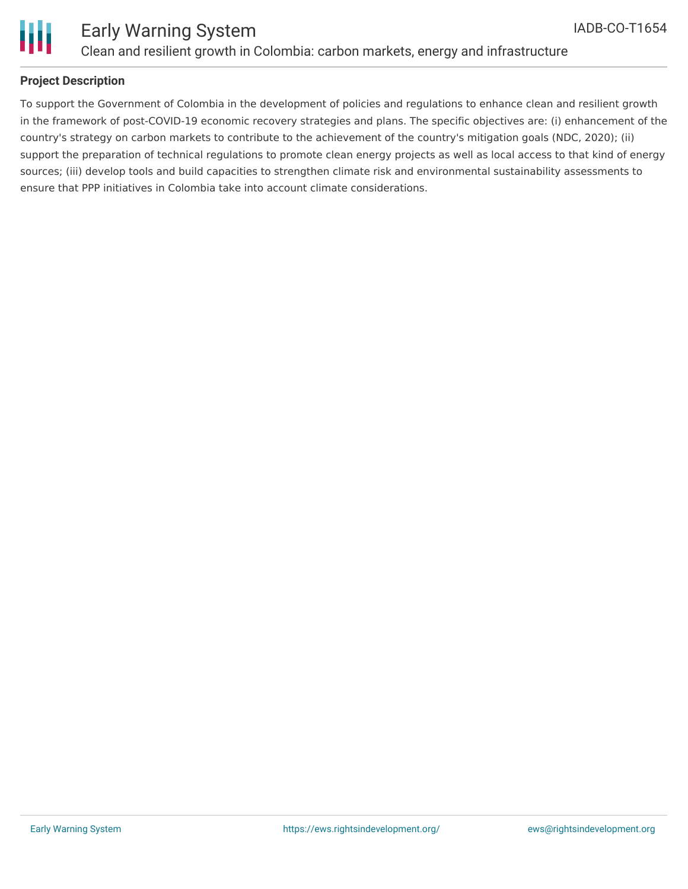## Project Description

To support the Government of Colombia in the development of policies and regulations to enhance clean and resilient growth in the framework of post-COVID-19 economic recovery strategies and plans. The specific objectives are: (i) enhancement of the country's strategy on carbon markets to contribute to the achievement of the country's mitigation goals (NDC, 2020); (ii) support the preparation of technical regulations to promote clean energy projects as well as local access to that kind of energy sources; (iii) develop tools and build capacities to strengthen climate risk and environmental sustainability assessments to ensure that PPP initiatives in Colombia take into account climate considerations.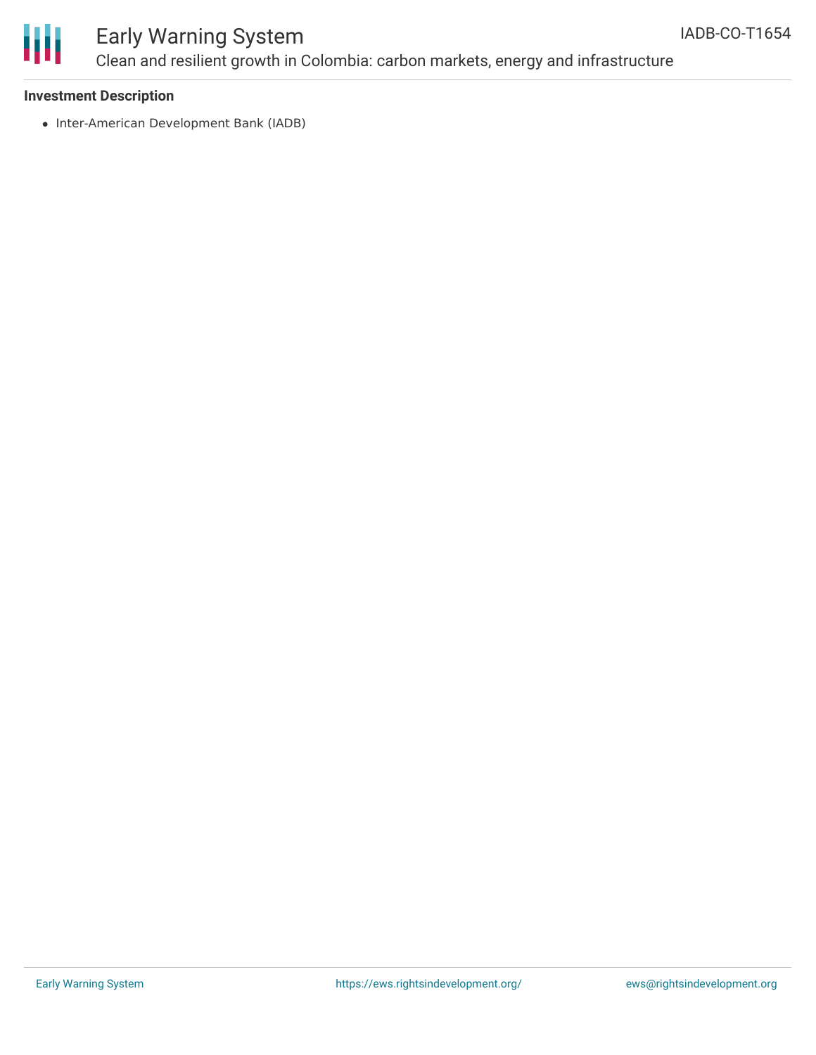**Investment Description**

- Inter-American Development Bank (IADB)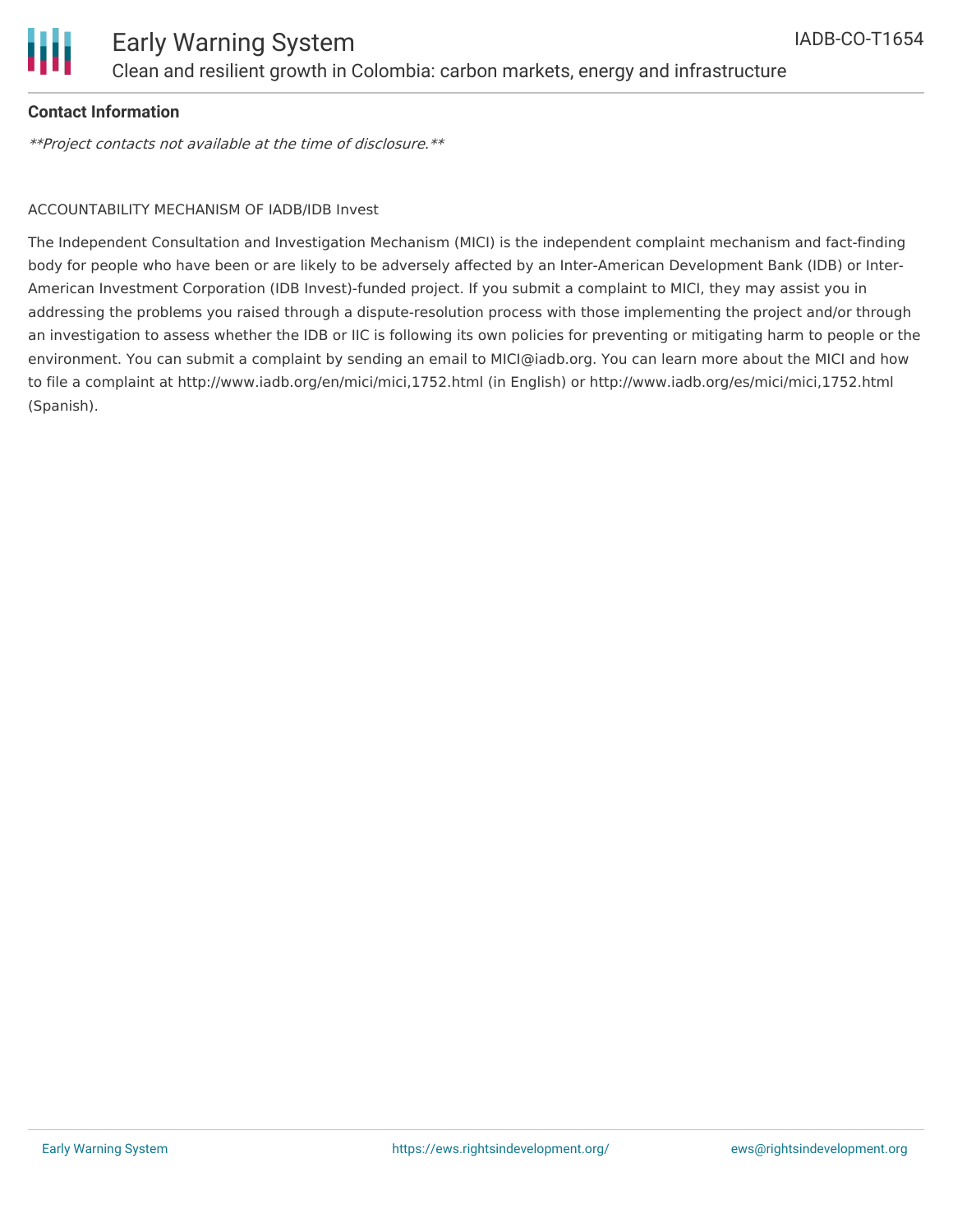**Contact Information**

*\*\*Project contacts not available at the time of disclosure.\*\**

ACCOUNTABILITY MECHANISM OF IADB/IDB Invest

The Independent Consultation and Investigation Mechanism (MICI) is the independent complaint mechanism and fact-finding body for people who have been or are likely to be adversely affected by an Inter-American Development Bank (IDB) or Inter-American Investment Corporation (IDB Invest)-funded project. If you submit a complaint to MICI, they may assist you in addressing the problems you raised through a dispute-resolution process with those implementing the project and/or through an investigation to assess whether the IDB or IIC is following its own policies for preventing or mitigating harm to people or the environment. You can submit a complaint by sending an email to MICI@iadb.org. You can learn more about the MICI and how to file a complaint at http://www.iadb.org/en/mici/mici,1752.html (in English) or http://www.iadb.org/es/mici/mici,1752.html (Spanish).